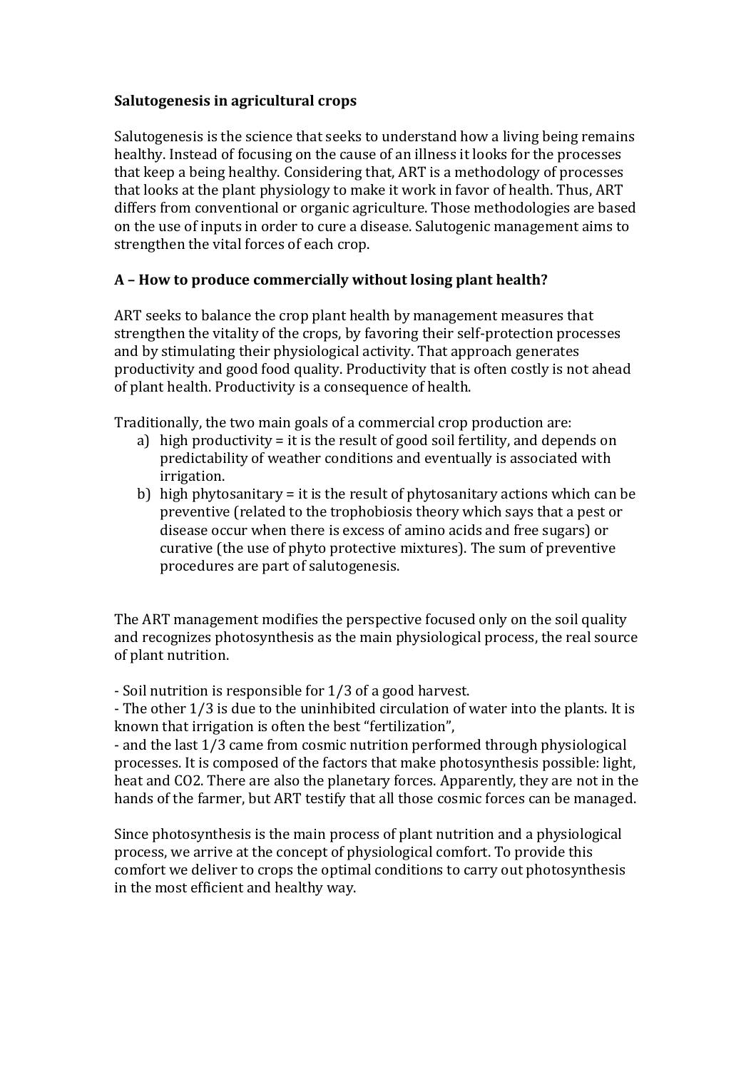# Salutogenesis in agricultural crops

Salutogenesis is the science that seeks to understand how a living being remains healthy. Instead of focusing on the cause of an illness it looks for the processes that keep a being healthy. Considering that, ART is a methodology of processes that looks at the plant physiology to make it work in favor of health. Thus, ART differs from conventional or organic agriculture. Those methodologies are based on the use of inputs in order to cure a disease. Salutogenic management aims to strengthen the vital forces of each crop.

## A – How to produce commercially without losing plant health?

ART seeks to balance the crop plant health by management measures that strengthen the vitality of the crops, by favoring their self-protection processes and by stimulating their physiological activity. That approach generates productivity and good food quality. Productivity that is often costly is not ahead of plant health. Productivity is a consequence of health.

Traditionally, the two main goals of a commercial crop production are:

a) high productivity = it is the result of good soil fertility, and depends on predictability of weather conditions and eventually is associated with irrigation.
b) high phytosanitary = it is the result of phytosanitary actions which can be preventive (related to the trophobiosis theory which says that a pest or disease occur when there is excess of amino acids and free sugars) or curative (the use of phyto protective mixtures). The sum of preventive procedures are part of salutogenesis.

The ART management modifies the perspective focused only on the soil quality and recognizes photosynthesis as the main physiological process, the real source of plant nutrition.

- Soil nutrition is responsible for 1/3 of a good harvest.
- The other 1/3 is due to the uninhibited circulation of water into the plants. It is known that irrigation is often the best "fertilization",
- and the last 1/3 came from cosmic nutrition performed through physiological processes. It is composed of the factors that make photosynthesis possible: light, heat and $CO_2$. There are also the planetary forces. Apparently, they are not in the hands of the farmer, but ART testify that all those cosmic forces can be managed.

Since photosynthesis is the main process of plant nutrition and a physiological process, we arrive at the concept of physiological comfort. To provide this comfort we deliver to crops the optimal conditions to carry out photosynthesis in the most efficient and healthy way.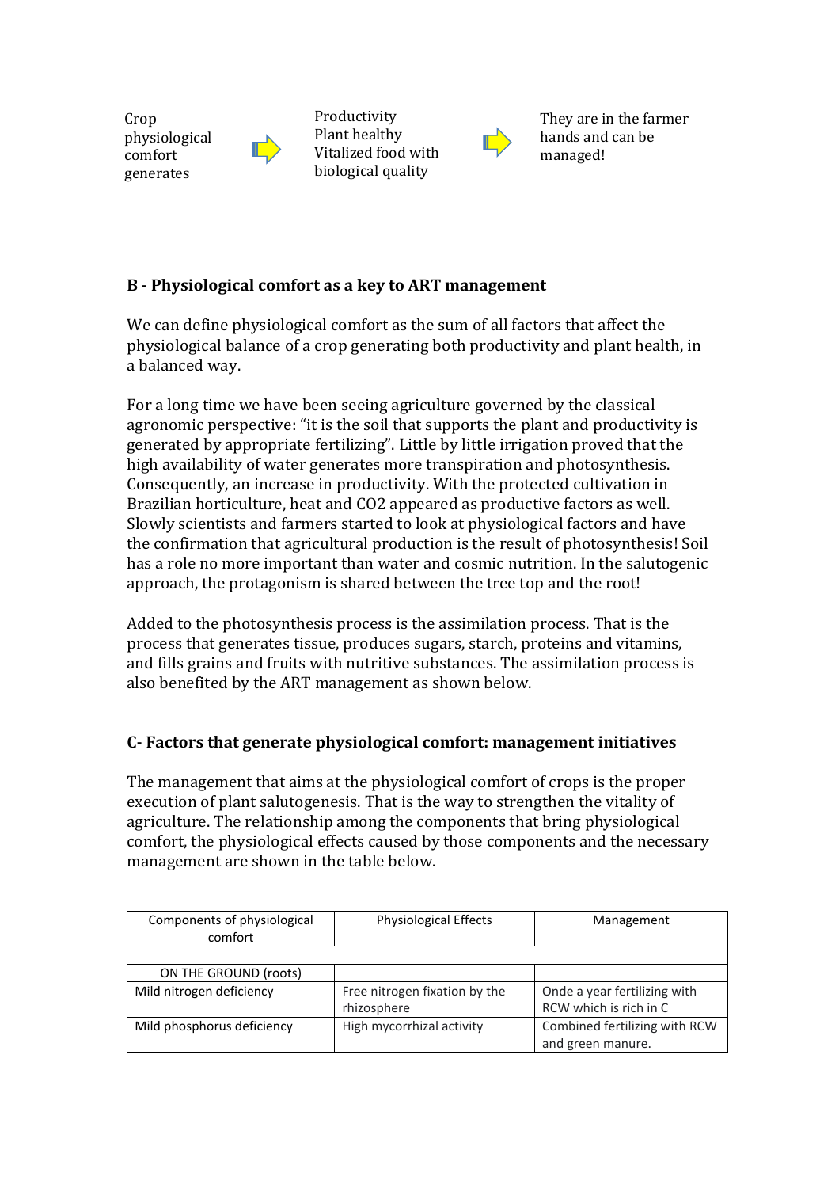Crop physiological comfort generates → Productivity Plant healthy Vitalized food with biological quality → They are in the farmer hands and can be managed!

### B - Physiological comfort as a key to ART management

We can define physiological comfort as the sum of all factors that affect the physiological balance of a crop generating both productivity and plant health, in a balanced way.

For a long time we have been seeing agriculture governed by the classical agronomic perspective: "it is the soil that supports the plant and productivity is generated by appropriate fertilizing". Little by little irrigation proved that the high availability of water generates more transpiration and photosynthesis. Consequently, an increase in productivity. With the protected cultivation in Brazilian horticulture, heat and $CO_2$ appeared as productive factors as well. Slowly scientists and farmers started to look at physiological factors and have the confirmation that agricultural production is the result of photosynthesis! Soil has a role no more important than water and cosmic nutrition. In the salutogenic approach, the protagonism is shared between the tree top and the root!

Added to the photosynthesis process is the assimilation process. That is the process that generates tissue, produces sugars, starch, proteins and vitamins, and fills grains and fruits with nutritive substances. The assimilation process is also benefited by the ART management as shown below.

### C- Factors that generate physiological comfort: management initiatives

The management that aims at the physiological comfort of crops is the proper execution of plant salutogenesis. That is the way to strengthen the vitality of agriculture. The relationship among the components that bring physiological comfort, the physiological effects caused by those components and the necessary management are shown in the table below.

| Components of physiological comfort | Physiological Effects | Management |
|---|---|---|
| | | |
| ON THE GROUND (roots) | | |
| Mild nitrogen deficiency | Free nitrogen fixation by the rhizosphere | Onde a year fertilizing with RCW which is rich in C |
| Mild phosphorus deficiency | High mycorrhizal activity | Combined fertilizing with RCW and green manure. |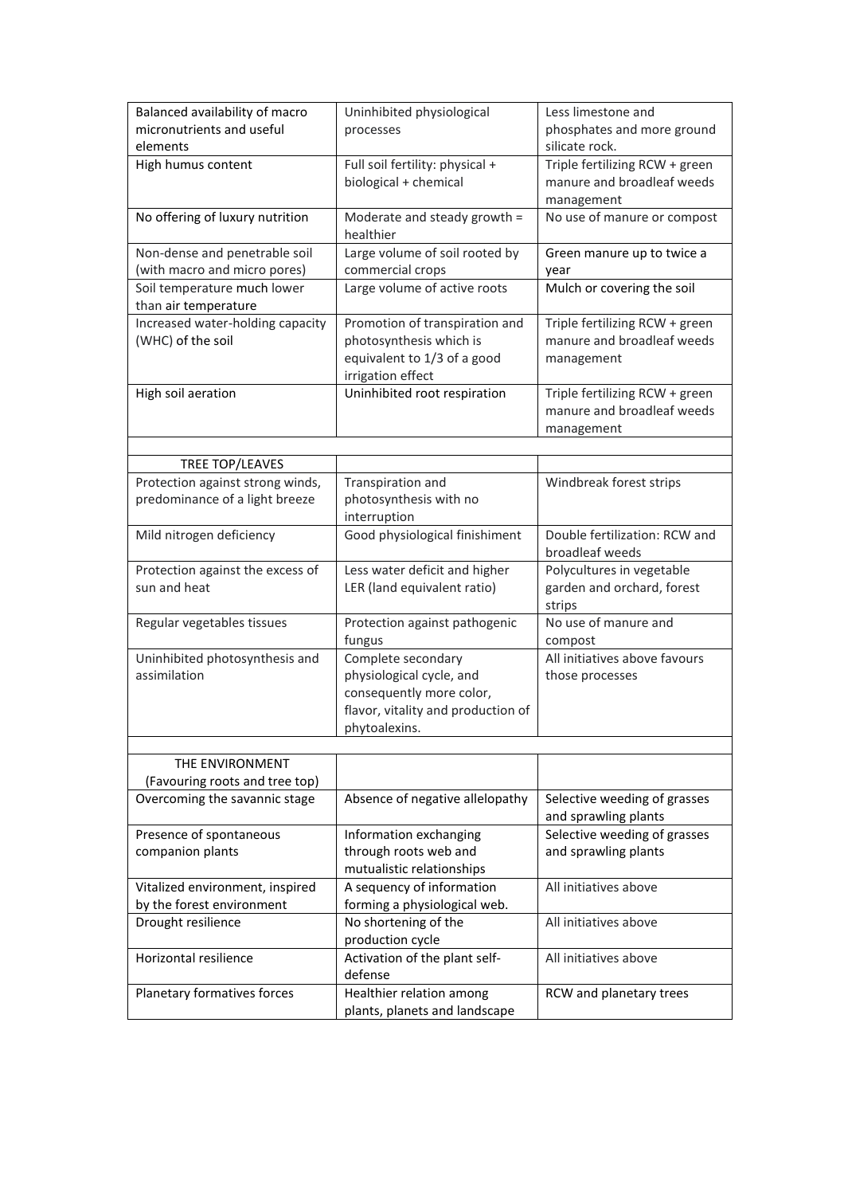| Balanced availability of macro micronutrients and useful elements | Uninhibited physiological processes | Less limestone and phosphates and more ground silicate rock. |
|---|---|---|
| High humus content | Full soil fertility: physical + biological + chemical | Triple fertilizing RCW + green manure and broadleaf weeds management |
| No offering of luxury nutrition | Moderate and steady growth = healthier | No use of manure or compost |
| Non-dense and penetrable soil (with macro and micro pores) | Large volume of soil rooted by commercial crops | Green manure up to twice a year |
| Soil temperature much lower than air temperature | Large volume of active roots | Mulch or covering the soil |
| Increased water-holding capacity (WHC) of the soil | Promotion of transpiration and photosynthesis which is equivalent to 1/3 of a good irrigation effect | Triple fertilizing RCW + green manure and broadleaf weeds management |
| High soil aeration | Uninhibited root respiration | Triple fertilizing RCW + green manure and broadleaf weeds management |
| | | |
| TREE TOP/LEAVES | | |
| Protection against strong winds, predominance of a light breeze | Transpiration and photosynthesis with no interruption | Windbreak forest strips |
| Mild nitrogen deficiency | Good physiological finishiment | Double fertilization: RCW and broadleaf weeds |
| Protection against the excess of sun and heat | Less water deficit and higher LER (land equivalent ratio) | Polycultures in vegetable garden and orchard, forest strips |
| Regular vegetables tissues | Protection against pathogenic fungus | No use of manure and compost |
| Uninhibited photosynthesis and assimilation | Complete secondary physiological cycle, and consequently more color, flavor, vitality and production of phytoalexins. | All initiatives above favours those processes |
| | | |
| THE ENVIRONMENT (Favouring roots and tree top) | | |
| Overcoming the savannic stage | Absence of negative allelopathy | Selective weeding of grasses and sprawling plants |
| Presence of spontaneous companion plants | Information exchanging through roots web and mutualistic relationships | Selective weeding of grasses and sprawling plants |
| Vitalized environment, inspired by the forest environment | A sequency of information forming a physiological web. | All initiatives above |
| Drought resilience | No shortening of the production cycle | All initiatives above |
| Horizontal resilience | Activation of the plant self-defense | All initiatives above |
| Planetary formatives forces | Healthier relation among plants, planets and landscape | RCW and planetary trees |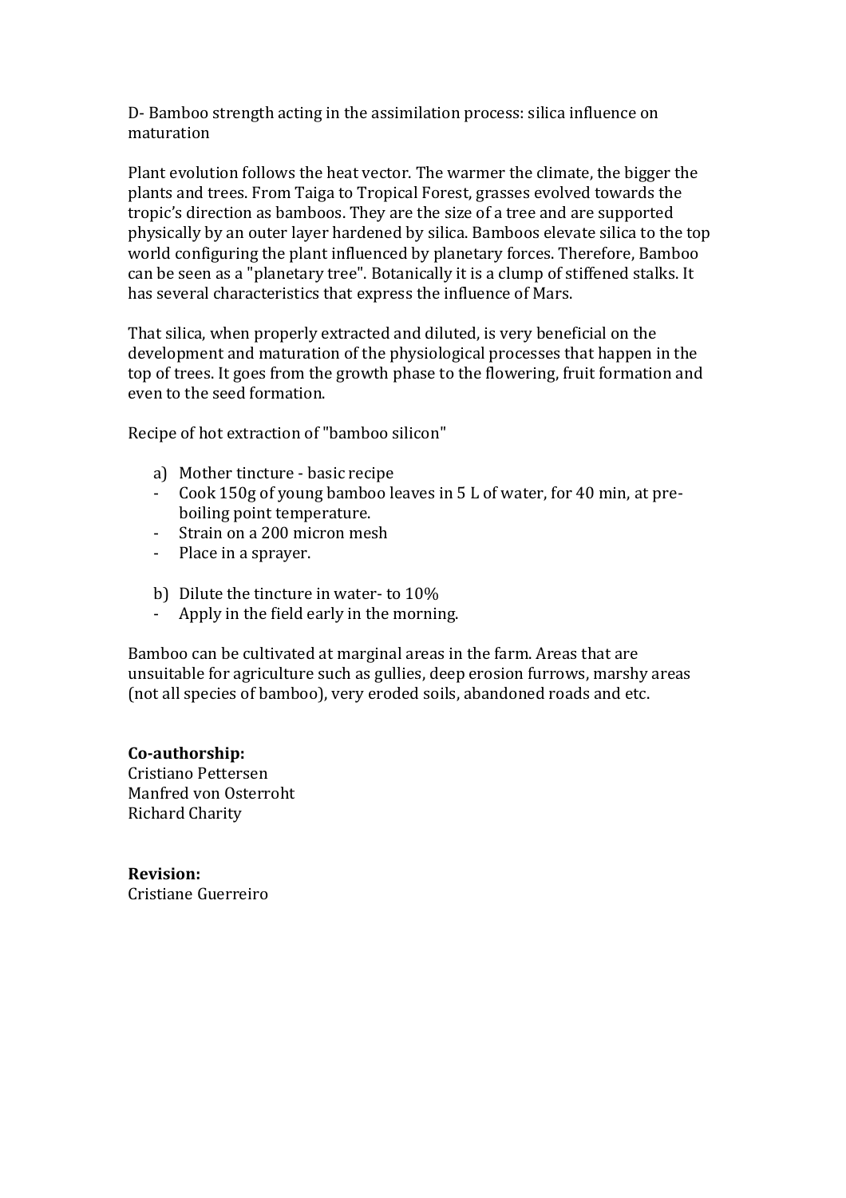D- Bamboo strength acting in the assimilation process: silica influence on maturation

Plant evolution follows the heat vector. The warmer the climate, the bigger the plants and trees. From Taiga to Tropical Forest, grasses evolved towards the tropic's direction as bamboos. They are the size of a tree and are supported physically by an outer layer hardened by silica. Bamboos elevate silica to the top world configuring the plant influenced by planetary forces. Therefore, Bamboo can be seen as a "planetary tree". Botanically it is a clump of stiffened stalks. It has several characteristics that express the influence of Mars.

That silica, when properly extracted and diluted, is very beneficial on the development and maturation of the physiological processes that happen in the top of trees. It goes from the growth phase to the flowering, fruit formation and even to the seed formation.

Recipe of hot extraction of "bamboo silicon"

a) Mother tincture - basic recipe
- Cook 150g of young bamboo leaves in 5 L of water, for 40 min, at pre-boiling point temperature.
- Strain on a 200 micron mesh
- Place in a sprayer.

b) Dilute the tincture in water- to 10%
- Apply in the field early in the morning.

Bamboo can be cultivated at marginal areas in the farm. Areas that are unsuitable for agriculture such as gullies, deep erosion furrows, marshy areas (not all species of bamboo), very eroded soils, abandoned roads and etc.

**Co-authorship:**
Cristiano Pettersen
Manfred von Osterroht
Richard Charity

**Revision:**
Cristiane Guerreiro